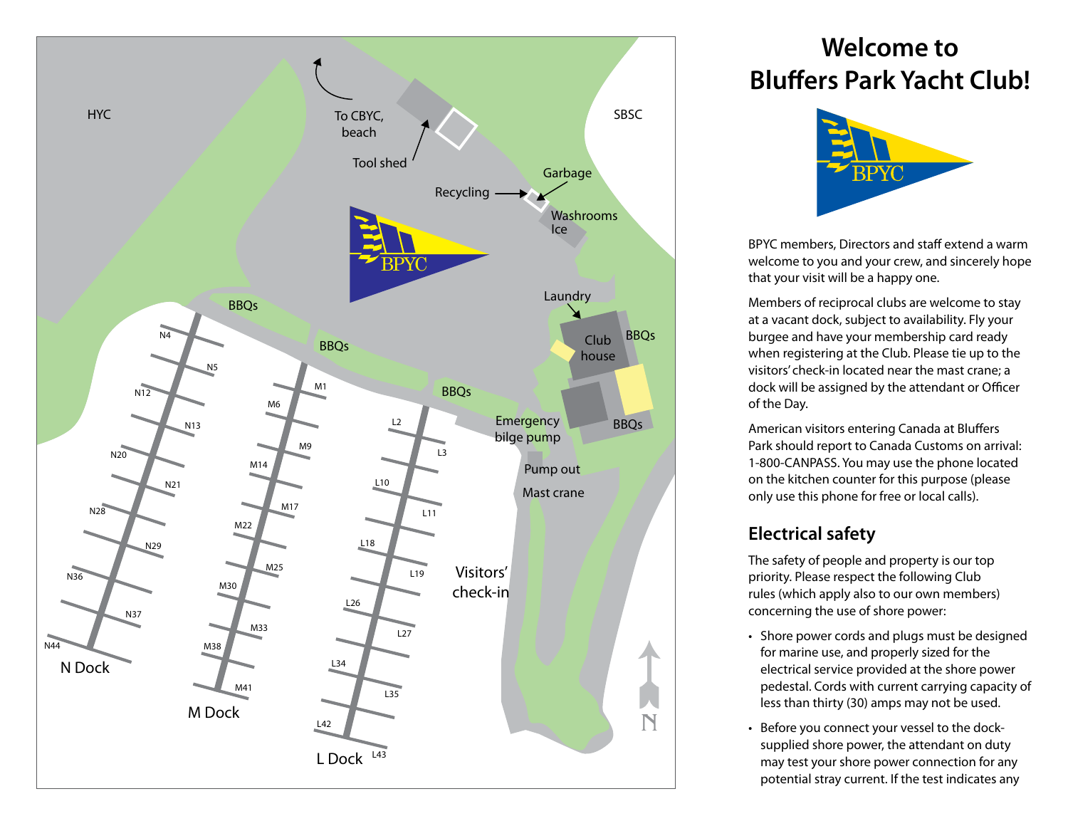# Welcome to Bluffers Park Yacht Club!

BPYC members, Directors and staff extend a warm welcome to you and your crew, and sincerely hope that your visit will be a happy one.

Members of reciprocal clubs are welcome to stay at a vacant dock, subject to availability. Fly your burgee and have your membership card ready when registering at the Club. Please tie up to the visitors' check-in located near the mast crane; a dock will be assigned by the attendant or Officer of the Day.

American visitors entering Canada at Bluffers Park should report to Canada Customs on arrival: 1-800-CANPASS. You may use the phone located on the kitchen counter for this purpose (please only use this phone for free or local calls).

## Electrical safety

The safety of people and property is our top priority. Please respect the following Club rules (which apply also to our own members) concerning the use of shore power:

- Shore power cords and plugs must be designed for marine use, and properly sized for the electrical service provided at the shore power pedestal. Cords with current carrying capacity of less than thirty (30) amps may not be used.
- Before you connect your vessel to the dock-supplied shore power, the attendant on duty may test your shore power connection for any potential stray current. If the test indicates any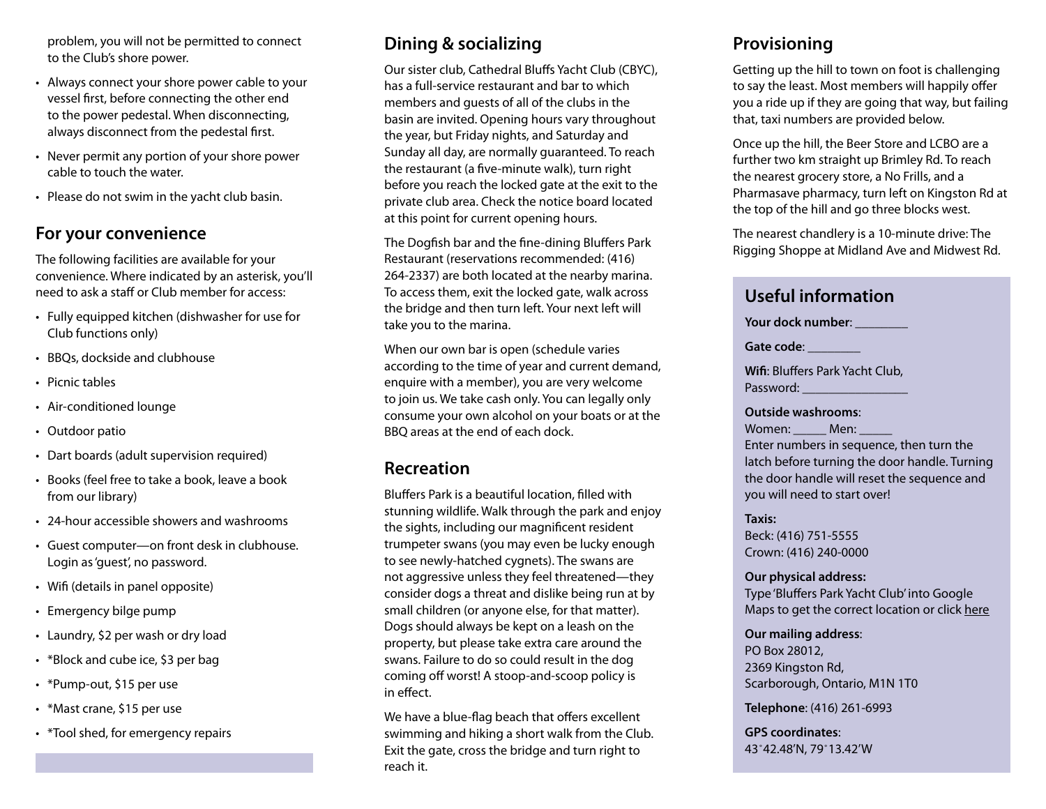problem, you will not be permitted to connect to the Club's shore power.

- Always connect your shore power cable to your vessel first, before connecting the other end to the power pedestal. When disconnecting, always disconnect from the pedestal first.
- Never permit any portion of your shore power cable to touch the water.
- Please do not swim in the yacht club basin.

## For your convenience

The following facilities are available for your convenience. Where indicated by an asterisk, you'll need to ask a staff or Club member for access:

- Fully equipped kitchen (dishwasher for use for Club functions only)
- BBQs, dockside and clubhouse
- Picnic tables
- Air-conditioned lounge
- Outdoor patio
- Dart boards (adult supervision required)
- Books (feel free to take a book, leave a book from our library)
- 24-hour accessible showers and washrooms
- Guest computer—on front desk in clubhouse. Login as 'guest', no password.
- Wifi (details in panel opposite)
- Emergency bilge pump
- Laundry, $2 per wash or dry load
- *Block and cube ice, $3 per bag
- *Pump-out, $15 per use
- *Mast crane, $15 per use
- *Tool shed, for emergency repairs

## Dining & socializing

Our sister club, Cathedral Bluffs Yacht Club (CBYC), has a full-service restaurant and bar to which members and guests of all of the clubs in the basin are invited. Opening hours vary throughout the year, but Friday nights, and Saturday and Sunday all day, are normally guaranteed. To reach the restaurant (a five-minute walk), turn right before you reach the locked gate at the exit to the private club area. Check the notice board located at this point for current opening hours.

The Dogfish bar and the fine-dining Bluffers Park Restaurant (reservations recommended: (416) 264-2337) are both located at the nearby marina. To access them, exit the locked gate, walk across the bridge and then turn left. Your next left will take you to the marina.

When our own bar is open (schedule varies according to the time of year and current demand, enquire with a member), you are very welcome to join us. We take cash only. You can legally only consume your own alcohol on your boats or at the BBQ areas at the end of each dock.

## Recreation

Bluffers Park is a beautiful location, filled with stunning wildlife. Walk through the park and enjoy the sights, including our magnificent resident trumpeter swans (you may even be lucky enough to see newly-hatched cygnets). The swans are not aggressive unless they feel threatened—they consider dogs a threat and dislike being run at by small children (or anyone else, for that matter). Dogs should always be kept on a leash on the property, but please take extra care around the swans. Failure to do so could result in the dog coming off worst! A stoop-and-scoop policy is in effect.

We have a blue-flag beach that offers excellent swimming and hiking a short walk from the Club. Exit the gate, cross the bridge and turn right to reach it.

## Provisioning

Getting up the hill to town on foot is challenging to say the least. Most members will happily offer you a ride up if they are going that way, but failing that, taxi numbers are provided below.

Once up the hill, the Beer Store and LCBO are a further two km straight up Brimley Rd. To reach the nearest grocery store, a No Frills, and a Pharmasave pharmacy, turn left on Kingston Rd at the top of the hill and go three blocks west.

The nearest chandlery is a 10-minute drive: The Rigging Shoppe at Midland Ave and Midwest Rd.

## Useful information

**Your dock number**: ________

**Gate code**: ________

**Wifi**: Bluffers Park Yacht Club, Password: ________________

**Outside washrooms**:
Women: _____ Men: _____
Enter numbers in sequence, then turn the latch before turning the door handle. Turning the door handle will reset the sequence and you will need to start over!

**Taxis:**
Beck: (416) 751-5555
Crown: (416) 240-0000

**Our physical address:**
Type 'Bluffers Park Yacht Club' into Google Maps to get the correct location or click here

**Our mailing address**:
PO Box 28012,
2369 Kingston Rd,
Scarborough, Ontario, M1N 1T0

**Telephone**: (416) 261-6993

**GPS coordinates**:
43˚42.48'N, 79˚13.42'W